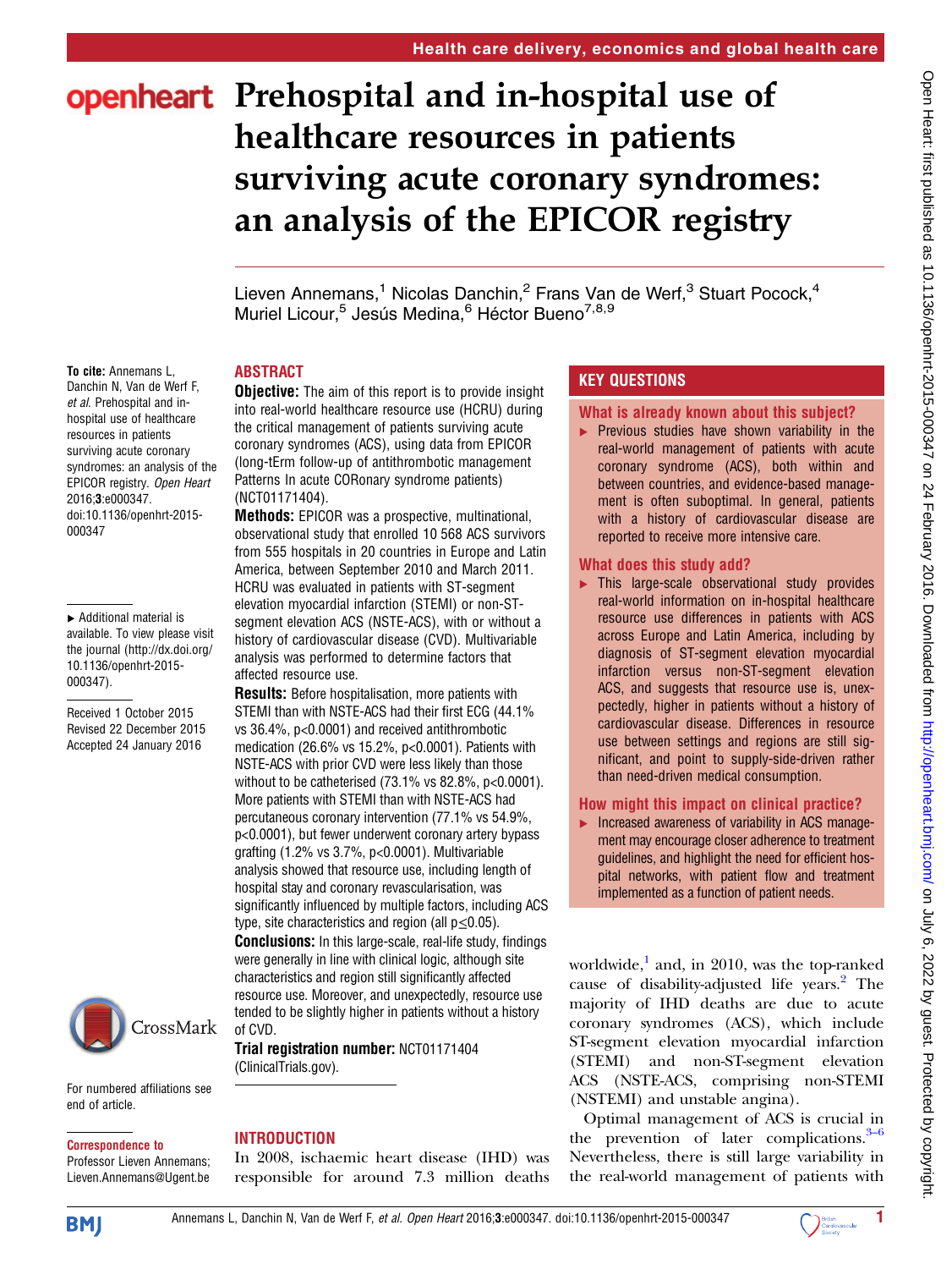# Prehospital and in-hospital use of healthcare resources in patients surviving acute coronary syndromes: an analysis of the EPICOR registry

Lieven Annemans,[1] Nicolas Danchin,[2] Frans Van de Werf,[3] Stuart Pocock,[4] Muriel Licour,[5] Jesús Medina,[6] Héctor Bueno[7,8,9]

**To cite:** Annemans L, Danchin N, Van de Werf F, *et al*. Prehospital and in-hospital use of healthcare resources in patients surviving acute coronary syndromes: an analysis of the EPICOR registry. *Open Heart* 2016;**3**:e000347. doi:10.1136/openhrt-2015-000347

▸ Additional material is available. To view please visit the journal (http://dx.doi.org/10.1136/openhrt-2015-000347).

Received 1 October 2015
Revised 22 December 2015
Accepted 24 January 2016

For numbered affiliations see end of article.

**Correspondence to**
Professor Lieven Annemans; Lieven.Annemans@Ugent.be

## ABSTRACT

**Objective:** The aim of this report is to provide insight into real-world healthcare resource use (HCRU) during the critical management of patients surviving acute coronary syndromes (ACS), using data from EPICOR (long-tErm follow-up of antithrombotic management Patterns In acute CORonary syndrome patients) (NCT01171404).

**Methods:** EPICOR was a prospective, multinational, observational study that enrolled 10 568 ACS survivors from 555 hospitals in 20 countries in Europe and Latin America, between September 2010 and March 2011. HCRU was evaluated in patients with ST-segment elevation myocardial infarction (STEMI) or non-ST-segment elevation ACS (NSTE-ACS), with or without a history of cardiovascular disease (CVD). Multivariable analysis was performed to determine factors that affected resource use.

**Results:** Before hospitalisation, more patients with STEMI than with NSTE-ACS had their first ECG (44.1% vs 36.4%, p<0.0001) and received antithrombotic medication (26.6% vs 15.2%, p<0.0001). Patients with NSTE-ACS with prior CVD were less likely than those without to be catheterised (73.1% vs 82.8%, p<0.0001). More patients with STEMI than with NSTE-ACS had percutaneous coronary intervention (77.1% vs 54.9%, p<0.0001), but fewer underwent coronary artery bypass grafting (1.2% vs 3.7%, p<0.0001). Multivariable analysis showed that resource use, including length of hospital stay and coronary revascularisation, was significantly influenced by multiple factors, including ACS type, site characteristics and region (all p≤0.05).

**Conclusions:** In this large-scale, real-life study, findings were generally in line with clinical logic, although site characteristics and region still significantly affected resource use. Moreover, and unexpectedly, resource use tended to be slightly higher in patients without a history of CVD.

**Trial registration number:** NCT01171404 (ClinicalTrials.gov).

## KEY QUESTIONS

### What is already known about this subject?

▸ Previous studies have shown variability in the real-world management of patients with acute coronary syndrome (ACS), both within and between countries, and evidence-based management is often suboptimal. In general, patients with a history of cardiovascular disease are reported to receive more intensive care.

### What does this study add?

▸ This large-scale observational study provides real-world information on in-hospital healthcare resource use differences in patients with ACS across Europe and Latin America, including by diagnosis of ST-segment elevation myocardial infarction versus non-ST-segment elevation ACS, and suggests that resource use is, unexpectedly, higher in patients without a history of cardiovascular disease. Differences in resource use between settings and regions are still significant, and point to supply-side-driven rather than need-driven medical consumption.

### How might this impact on clinical practice?

▸ Increased awareness of variability in ACS management may encourage closer adherence to treatment guidelines, and highlight the need for efficient hospital networks, with patient flow and treatment implemented as a function of patient needs.

## INTRODUCTION

In 2008, ischaemic heart disease (IHD) was responsible for around 7.3 million deaths worldwide,[1] and, in 2010, was the top-ranked cause of disability-adjusted life years.[2] The majority of IHD deaths are due to acute coronary syndromes (ACS), which include ST-segment elevation myocardial infarction (STEMI) and non-ST-segment elevation ACS (NSTE-ACS, comprising non-STEMI (NSTEMI) and unstable angina).

Optimal management of ACS is crucial in the prevention of later complications.[3–6] Nevertheless, there is still large variability in the real-world management of patients with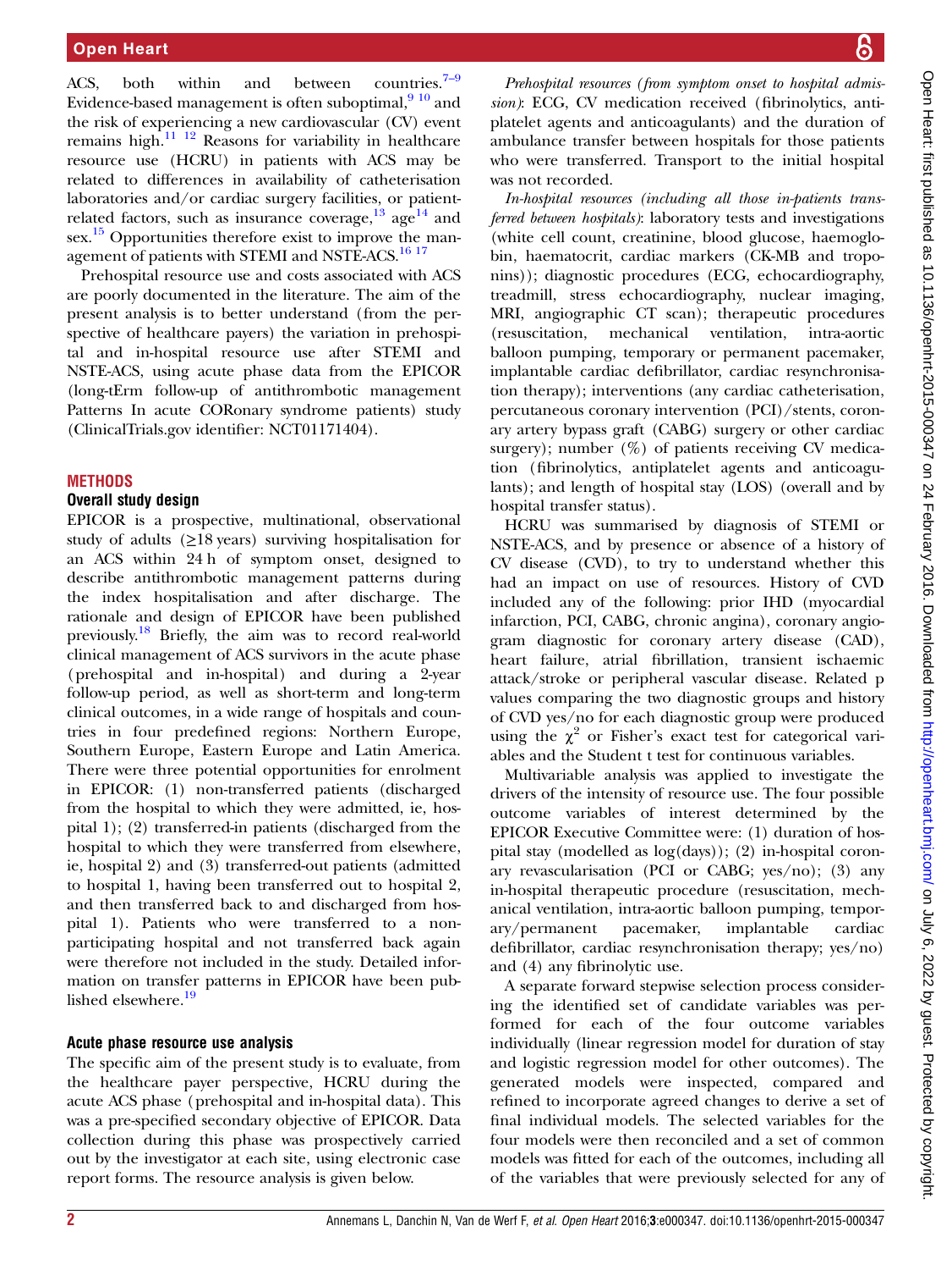ACS, both within and between countries.[7–9] Evidence-based management is often suboptimal,[9 10] and the risk of experiencing a new cardiovascular (CV) event remains high.[11 12] Reasons for variability in healthcare resource use (HCRU) in patients with ACS may be related to differences in availability of catheterisation laboratories and/or cardiac surgery facilities, or patient-related factors, such as insurance coverage,[13] age[14] and sex.[15] Opportunities therefore exist to improve the management of patients with STEMI and NSTE-ACS.[16 17]

Prehospital resource use and costs associated with ACS are poorly documented in the literature. The aim of the present analysis is to better understand (from the perspective of healthcare payers) the variation in prehospital and in-hospital resource use after STEMI and NSTE-ACS, using acute phase data from the EPICOR (long-tErm follow-up of antithrombotic management Patterns In acute CORonary syndrome patients) study (ClinicalTrials.gov identifier: NCT01171404).

## METHODS

### Overall study design

EPICOR is a prospective, multinational, observational study of adults (≥18 years) surviving hospitalisation for an ACS within 24 h of symptom onset, designed to describe antithrombotic management patterns during the index hospitalisation and after discharge. The rationale and design of EPICOR have been published previously.[18] Briefly, the aim was to record real-world clinical management of ACS survivors in the acute phase (prehospital and in-hospital) and during a 2-year follow-up period, as well as short-term and long-term clinical outcomes, in a wide range of hospitals and countries in four predefined regions: Northern Europe, Southern Europe, Eastern Europe and Latin America. There were three potential opportunities for enrolment in EPICOR: (1) non-transferred patients (discharged from the hospital to which they were admitted, ie, hospital 1); (2) transferred-in patients (discharged from the hospital to which they were transferred from elsewhere, ie, hospital 2) and (3) transferred-out patients (admitted to hospital 1, having been transferred out to hospital 2, and then transferred back to and discharged from hospital 1). Patients who were transferred to a non-participating hospital and not transferred back again were therefore not included in the study. Detailed information on transfer patterns in EPICOR have been published elsewhere.[19]

### Acute phase resource use analysis

The specific aim of the present study is to evaluate, from the healthcare payer perspective, HCRU during the acute ACS phase (prehospital and in-hospital data). This was a pre-specified secondary objective of EPICOR. Data collection during this phase was prospectively carried out by the investigator at each site, using electronic case report forms. The resource analysis is given below.

*Prehospital resources (from symptom onset to hospital admission)*: ECG, CV medication received (fibrinolytics, antiplatelet agents and anticoagulants) and the duration of ambulance transfer between hospitals for those patients who were transferred. Transport to the initial hospital was not recorded.

*In-hospital resources (including all those in-patients transferred between hospitals)*: laboratory tests and investigations (white cell count, creatinine, blood glucose, haemoglobin, haematocrit, cardiac markers (CK-MB and troponins)); diagnostic procedures (ECG, echocardiography, treadmill, stress echocardiography, nuclear imaging, MRI, angiographic CT scan); therapeutic procedures (resuscitation, mechanical ventilation, intra-aortic balloon pumping, temporary or permanent pacemaker, implantable cardiac defibrillator, cardiac resynchronisation therapy); interventions (any cardiac catheterisation, percutaneous coronary intervention (PCI)/stents, coronary artery bypass graft (CABG) surgery or other cardiac surgery); number (%) of patients receiving CV medication (fibrinolytics, antiplatelet agents and anticoagulants); and length of hospital stay (LOS) (overall and by hospital transfer status).

HCRU was summarised by diagnosis of STEMI or NSTE-ACS, and by presence or absence of a history of CV disease (CVD), to try to understand whether this had an impact on use of resources. History of CVD included any of the following: prior IHD (myocardial infarction, PCI, CABG, chronic angina), coronary angiogram diagnostic for coronary artery disease (CAD), heart failure, atrial fibrillation, transient ischaemic attack/stroke or peripheral vascular disease. Related p values comparing the two diagnostic groups and history of CVD yes/no for each diagnostic group were produced using the $\chi^2$ or Fisher's exact test for categorical variables and the Student t test for continuous variables.

Multivariable analysis was applied to investigate the drivers of the intensity of resource use. The four possible outcome variables of interest determined by the EPICOR Executive Committee were: (1) duration of hospital stay (modelled as log(days)); (2) in-hospital coronary revascularisation (PCI or CABG; yes/no); (3) any in-hospital therapeutic procedure (resuscitation, mechanical ventilation, intra-aortic balloon pumping, temporary/permanent pacemaker, implantable cardiac defibrillator, cardiac resynchronisation therapy; yes/no) and (4) any fibrinolytic use.

A separate forward stepwise selection process considering the identified set of candidate variables was performed for each of the four outcome variables individually (linear regression model for duration of stay and logistic regression model for other outcomes). The generated models were inspected, compared and refined to incorporate agreed changes to derive a set of final individual models. The selected variables for the four models were then reconciled and a set of common models was fitted for each of the outcomes, including all of the variables that were previously selected for any of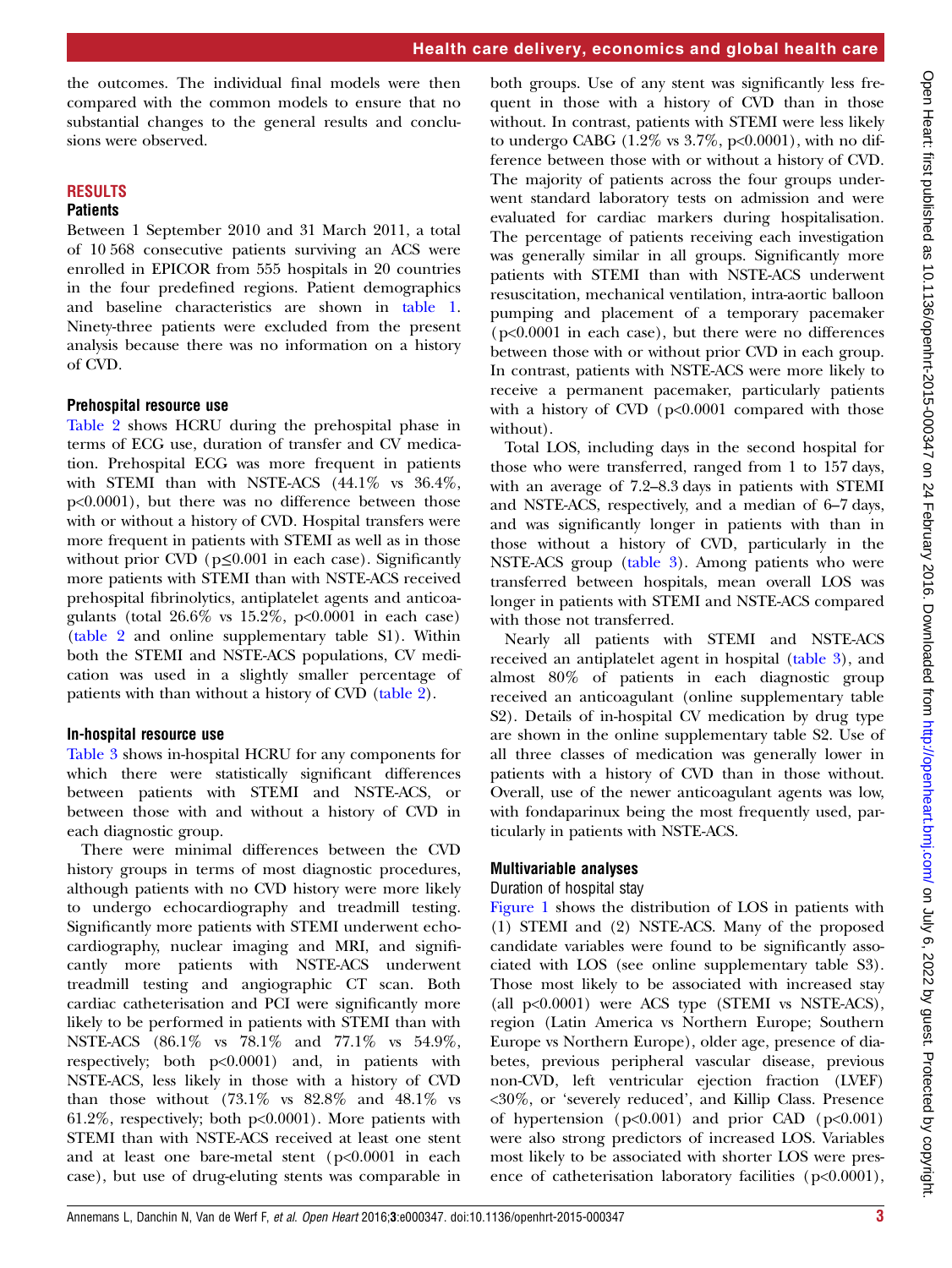the outcomes. The individual final models were then compared with the common models to ensure that no substantial changes to the general results and conclusions were observed.

## RESULTS

### Patients

Between 1 September 2010 and 31 March 2011, a total of 10 568 consecutive patients surviving an ACS were enrolled in EPICOR from 555 hospitals in 20 countries in the four predefined regions. Patient demographics and baseline characteristics are shown in table 1. Ninety-three patients were excluded from the present analysis because there was no information on a history of CVD.

### Prehospital resource use

Table 2 shows HCRU during the prehospital phase in terms of ECG use, duration of transfer and CV medication. Prehospital ECG was more frequent in patients with STEMI than with NSTE-ACS (44.1% vs 36.4%, $p<0.0001$), but there was no difference between those with or without a history of CVD. Hospital transfers were more frequent in patients with STEMI as well as in those without prior CVD ($p\leq0.001$ in each case). Significantly more patients with STEMI than with NSTE-ACS received prehospital fibrinolytics, antiplatelet agents and anticoagulants (total 26.6% vs 15.2%, $p<0.0001$ in each case) (table 2 and online supplementary table S1). Within both the STEMI and NSTE-ACS populations, CV medication was used in a slightly smaller percentage of patients with than without a history of CVD (table 2).

### In-hospital resource use

Table 3 shows in-hospital HCRU for any components for which there were statistically significant differences between patients with STEMI and NSTE-ACS, or between those with and without a history of CVD in each diagnostic group.

There were minimal differences between the CVD history groups in terms of most diagnostic procedures, although patients with no CVD history were more likely to undergo echocardiography and treadmill testing. Significantly more patients with STEMI underwent echocardiography, nuclear imaging and MRI, and significantly more patients with NSTE-ACS underwent treadmill testing and angiographic CT scan. Both cardiac catheterisation and PCI were significantly more likely to be performed in patients with STEMI than with NSTE-ACS (86.1% vs 78.1% and 77.1% vs 54.9%, respectively; both $p<0.0001$) and, in patients with NSTE-ACS, less likely in those with a history of CVD than those without (73.1% vs 82.8% and 48.1% vs 61.2%, respectively; both $p<0.0001$). More patients with STEMI than with NSTE-ACS received at least one stent and at least one bare-metal stent ($p<0.0001$ in each case), but use of drug-eluting stents was comparable in both groups. Use of any stent was significantly less frequent in those with a history of CVD than in those without. In contrast, patients with STEMI were less likely to undergo CABG (1.2% vs 3.7%, $p<0.0001$), with no difference between those with or without a history of CVD. The majority of patients across the four groups underwent standard laboratory tests on admission and were evaluated for cardiac markers during hospitalisation. The percentage of patients receiving each investigation was generally similar in all groups. Significantly more patients with STEMI than with NSTE-ACS underwent resuscitation, mechanical ventilation, intra-aortic balloon pumping and placement of a temporary pacemaker ($p<0.0001$ in each case), but there were no differences between those with or without prior CVD in each group. In contrast, patients with NSTE-ACS were more likely to receive a permanent pacemaker, particularly patients with a history of CVD ($p<0.0001$ compared with those without).

Total LOS, including days in the second hospital for those who were transferred, ranged from 1 to 157 days, with an average of 7.2–8.3 days in patients with STEMI and NSTE-ACS, respectively, and a median of 6–7 days, and was significantly longer in patients with than in those without a history of CVD, particularly in the NSTE-ACS group (table 3). Among patients who were transferred between hospitals, mean overall LOS was longer in patients with STEMI and NSTE-ACS compared with those not transferred.

Nearly all patients with STEMI and NSTE-ACS received an antiplatelet agent in hospital (table 3), and almost 80% of patients in each diagnostic group received an anticoagulant (online supplementary table S2). Details of in-hospital CV medication by drug type are shown in the online supplementary table S2. Use of all three classes of medication was generally lower in patients with a history of CVD than in those without. Overall, use of the newer anticoagulant agents was low, with fondaparinux being the most frequently used, particularly in patients with NSTE-ACS.

### Multivariable analyses

#### Duration of hospital stay

Figure 1 shows the distribution of LOS in patients with (1) STEMI and (2) NSTE-ACS. Many of the proposed candidate variables were found to be significantly associated with LOS (see online supplementary table S3). Those most likely to be associated with increased stay (all $p<0.0001$) were ACS type (STEMI vs NSTE-ACS), region (Latin America vs Northern Europe; Southern Europe vs Northern Europe), older age, presence of diabetes, previous peripheral vascular disease, previous non-CVD, left ventricular ejection fraction (LVEF) <30%, or 'severely reduced', and Killip Class. Presence of hypertension ($p<0.001$) and prior CAD ($p<0.001$) were also strong predictors of increased LOS. Variables most likely to be associated with shorter LOS were presence of catheterisation laboratory facilities ($p<0.0001$),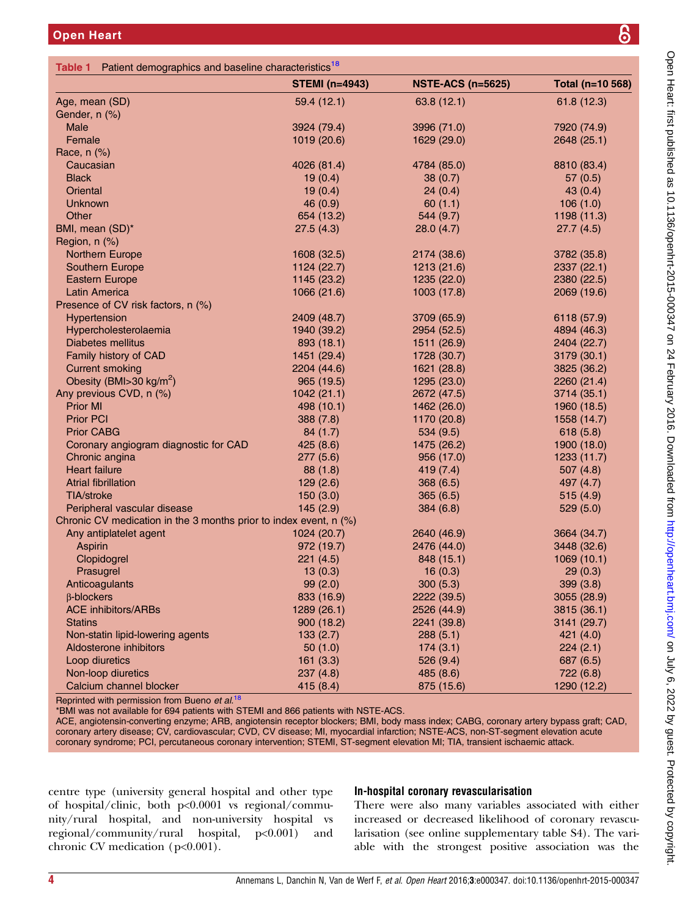Table 1 Patient demographics and baseline characteristics[18]

| | STEMI (n=4943) | NSTE-ACS (n=5625) | Total (n=10 568) |
|---|---|---|---|
| Age, mean (SD) | 59.4 (12.1) | 63.8 (12.1) | 61.8 (12.3) |
| Gender, n (%) | | | |
| Male | 3924 (79.4) | 3996 (71.0) | 7920 (74.9) |
| Female | 1019 (20.6) | 1629 (29.0) | 2648 (25.1) |
| Race, n (%) | | | |
| Caucasian | 4026 (81.4) | 4784 (85.0) | 8810 (83.4) |
| Black | 19 (0.4) | 38 (0.7) | 57 (0.5) |
| Oriental | 19 (0.4) | 24 (0.4) | 43 (0.4) |
| Unknown | 46 (0.9) | 60 (1.1) | 106 (1.0) |
| Other | 654 (13.2) | 544 (9.7) | 1198 (11.3) |
| BMI, mean (SD)* | 27.5 (4.3) | 28.0 (4.7) | 27.7 (4.5) |
| Region, n (%) | | | |
| Northern Europe | 1608 (32.5) | 2174 (38.6) | 3782 (35.8) |
| Southern Europe | 1124 (22.7) | 1213 (21.6) | 2337 (22.1) |
| Eastern Europe | 1145 (23.2) | 1235 (22.0) | 2380 (22.5) |
| Latin America | 1066 (21.6) | 1003 (17.8) | 2069 (19.6) |
| Presence of CV risk factors, n (%) | | | |
| Hypertension | 2409 (48.7) | 3709 (65.9) | 6118 (57.9) |
| Hypercholesterolaemia | 1940 (39.2) | 2954 (52.5) | 4894 (46.3) |
| Diabetes mellitus | 893 (18.1) | 1511 (26.9) | 2404 (22.7) |
| Family history of CAD | 1451 (29.4) | 1728 (30.7) | 3179 (30.1) |
| Current smoking | 2204 (44.6) | 1621 (28.8) | 3825 (36.2) |
| Obesity (BMI>30 kg/m$^2$) | 965 (19.5) | 1295 (23.0) | 2260 (21.4) |
| Any previous CVD, n (%) | 1042 (21.1) | 2672 (47.5) | 3714 (35.1) |
| Prior MI | 498 (10.1) | 1462 (26.0) | 1960 (18.5) |
| Prior PCI | 388 (7.8) | 1170 (20.8) | 1558 (14.7) |
| Prior CABG | 84 (1.7) | 534 (9.5) | 618 (5.8) |
| Coronary angiogram diagnostic for CAD | 425 (8.6) | 1475 (26.2) | 1900 (18.0) |
| Chronic angina | 277 (5.6) | 956 (17.0) | 1233 (11.7) |
| Heart failure | 88 (1.8) | 419 (7.4) | 507 (4.8) |
| Atrial fibrillation | 129 (2.6) | 368 (6.5) | 497 (4.7) |
| TIA/stroke | 150 (3.0) | 365 (6.5) | 515 (4.9) |
| Peripheral vascular disease | 145 (2.9) | 384 (6.8) | 529 (5.0) |
| Chronic CV medication in the 3 months prior to index event, n (%) | | | |
| Any antiplatelet agent | 1024 (20.7) | 2640 (46.9) | 3664 (34.7) |
| Aspirin | 972 (19.7) | 2476 (44.0) | 3448 (32.6) |
| Clopidogrel | 221 (4.5) | 848 (15.1) | 1069 (10.1) |
| Prasugrel | 13 (0.3) | 16 (0.3) | 29 (0.3) |
| Anticoagulants | 99 (2.0) | 300 (5.3) | 399 (3.8) |
| β-blockers | 833 (16.9) | 2222 (39.5) | 3055 (28.9) |
| ACE inhibitors/ARBs | 1289 (26.1) | 2526 (44.9) | 3815 (36.1) |
| Statins | 900 (18.2) | 2241 (39.8) | 3141 (29.7) |
| Non-statin lipid-lowering agents | 133 (2.7) | 288 (5.1) | 421 (4.0) |
| Aldosterone inhibitors | 50 (1.0) | 174 (3.1) | 224 (2.1) |
| Loop diuretics | 161 (3.3) | 526 (9.4) | 687 (6.5) |
| Non-loop diuretics | 237 (4.8) | 485 (8.6) | 722 (6.8) |
| Calcium channel blocker | 415 (8.4) | 875 (15.6) | 1290 (12.2) |

Reprinted with permission from Bueno *et al*.[18]

*BMI was not available for 694 patients with STEMI and 866 patients with NSTE-ACS.

ACE, angiotensin-converting enzyme; ARB, angiotensin receptor blockers; BMI, body mass index; CABG, coronary artery bypass graft; CAD, coronary artery disease; CV, cardiovascular; CVD, CV disease; MI, myocardial infarction; NSTE-ACS, non-ST-segment elevation acute coronary syndrome; PCI, percutaneous coronary intervention; STEMI, ST-segment elevation MI; TIA, transient ischaemic attack.

centre type (university general hospital and other type of hospital/clinic, both $p<0.0001$ vs regional/community/rural hospital, and non-university hospital vs regional/community/rural hospital, $p<0.001$) and chronic CV medication ($p<0.001$).

### In-hospital coronary revascularisation

There were also many variables associated with either increased or decreased likelihood of coronary revascularisation (see online supplementary table S4). The variable with the strongest positive association was the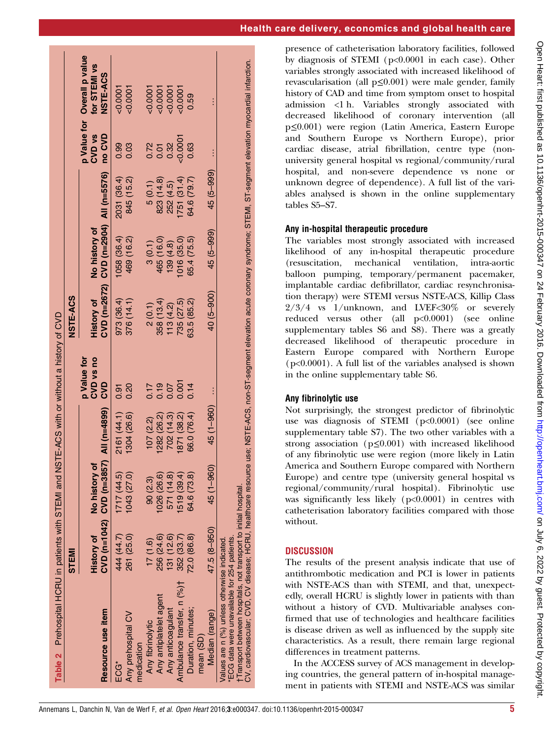**Table 2** Prehospital HCRU in patients with STEMI and NSTE-ACS with or without a history of CVD

| Resource use item | STEMI History of CVD (n=1042) | STEMI No history of CVD (n=3857) | STEMI All (n=4899) | p Value for CVD vs no CVD | NSTE-ACS History of CVD (n=2672) | NSTE-ACS No history of CVD (n=2904) | NSTE-ACS All (n=5576) | p Value for CVD vs no CVD | Overall p value for STEMI vs NSTE-ACS |
|---|---|---|---|---|---|---|---|---|---|
| ECG* | 444 (44.7) | 1717 (44.5) | 2161 (44.1) | 0.91 | 973 (36.4) | 1058 (36.4) | 2031 (36.4) | 0.99 | <0.0001 |
| Any prehospital CV medication | 261 (25.0) | 1043 (27.0) | 1304 (26.6) | 0.20 | 376 (14.1) | 469 (16.2) | 845 (15.2) | 0.03 | <0.0001 |
| Any fibrinolytic | 17 (1.6) | 90 (2.3) | 107 (2.2) | 0.17 | 2 (0.1) | 3 (0.1) | 5 (0.1) | 0.72 | <0.0001 |
| Any antiplatelet agent | 256 (24.6) | 1026 (26.6) | 1282 (26.2) | 0.19 | 358 (13.4) | 465 (16.0) | 823 (14.8) | 0.01 | <0.0001 |
| Any anticoagulant | 131 (12.6) | 571 (14.8) | 702 (14.3) | 0.07 | 113 (4.2) | 139 (4.8) | 252 (4.5) | 0.32 | <0.0001 |
| Ambulance transfer, n (%)† | 352 (33.7) | 1519 (39.4) | 1871 (38.2) | 0.001 | 735 (27.5) | 1016 (35.0) | 1751 (31.4) | <0.0001 | <0.0001 |
| Duration, minutes; mean (SD) | 72.0 (86.8) | 64.6 (73.8) | 66.0 (76.4) | 0.14 | 63.5 (85.2) | 65.4 (75.5) | 64.6 (79.7) | 0.63 | 0.59 |
| Median (range) | 47.5 (8–950) | 45 (1–960) | 45 (1–960) | … | 40 (5–900) | 45 (5–999) | 45 (5–999) | … | … |

Values are n (%) unless otherwise indicated.
*ECG data were unavailable for 254 patients.
†Transport between hospitals, not transport to initial hospital.
CV, cardiovascular; CVD, CV disease; HCRU, healthcare resource use; NSTE-ACS, non-ST-segment elevation acute coronary syndrome; STEMI, ST-segment elevation myocardial infarction.

presence of catheterisation laboratory facilities, followed by diagnosis of STEMI ($p<0.0001$ in each case). Other variables strongly associated with increased likelihood of revascularisation (all $p\leq0.001$) were male gender, family history of CAD and time from symptom onset to hospital admission <1 h. Variables strongly associated with decreased likelihood of coronary intervention (all $p\leq0.001$) were region (Latin America, Eastern Europe and Southern Europe vs Northern Europe), prior cardiac disease, atrial fibrillation, centre type (non-university general hospital vs regional/community/rural hospital, and non-severe dependence vs none or unknown degree of dependence). A full list of the variables analysed is shown in the online supplementary tables S5–S7.

### Any in-hospital therapeutic procedure

The variables most strongly associated with increased likelihood of any in-hospital therapeutic procedure (resuscitation, mechanical ventilation, intra-aortic balloon pumping, temporary/permanent pacemaker, implantable cardiac defibrillator, cardiac resynchronisation therapy) were STEMI versus NSTE-ACS, Killip Class 2/3/4 vs 1/unknown, and LVEF<30% or severely reduced versus other (all $p<0.0001$) (see online supplementary tables S6 and S8). There was a greatly decreased likelihood of therapeutic procedure in Eastern Europe compared with Northern Europe ($p<0.0001$). A full list of the variables analysed is shown in the online supplementary table S6.

### Any fibrinolytic use

Not surprisingly, the strongest predictor of fibrinolytic use was diagnosis of STEMI ($p<0.0001$) (see online supplementary table S7). The two other variables with a strong association ($p\leq0.001$) with increased likelihood of any fibrinolytic use were region (more likely in Latin America and Southern Europe compared with Northern Europe) and centre type (university general hospital vs regional/community/rural hospital). Fibrinolytic use was significantly less likely ($p<0.0001$) in centres with catheterisation laboratory facilities compared with those without.

## DISCUSSION

The results of the present analysis indicate that use of antithrombotic medication and PCI is lower in patients with NSTE-ACS than with STEMI, and that, unexpectedly, overall HCRU is slightly lower in patients with than without a history of CVD. Multivariable analyses confirmed that use of technologies and healthcare facilities is disease driven as well as influenced by the supply site characteristics. As a result, there remain large regional differences in treatment patterns.

In the ACCESS survey of ACS management in developing countries, the general pattern of in-hospital management in patients with STEMI and NSTE-ACS was similar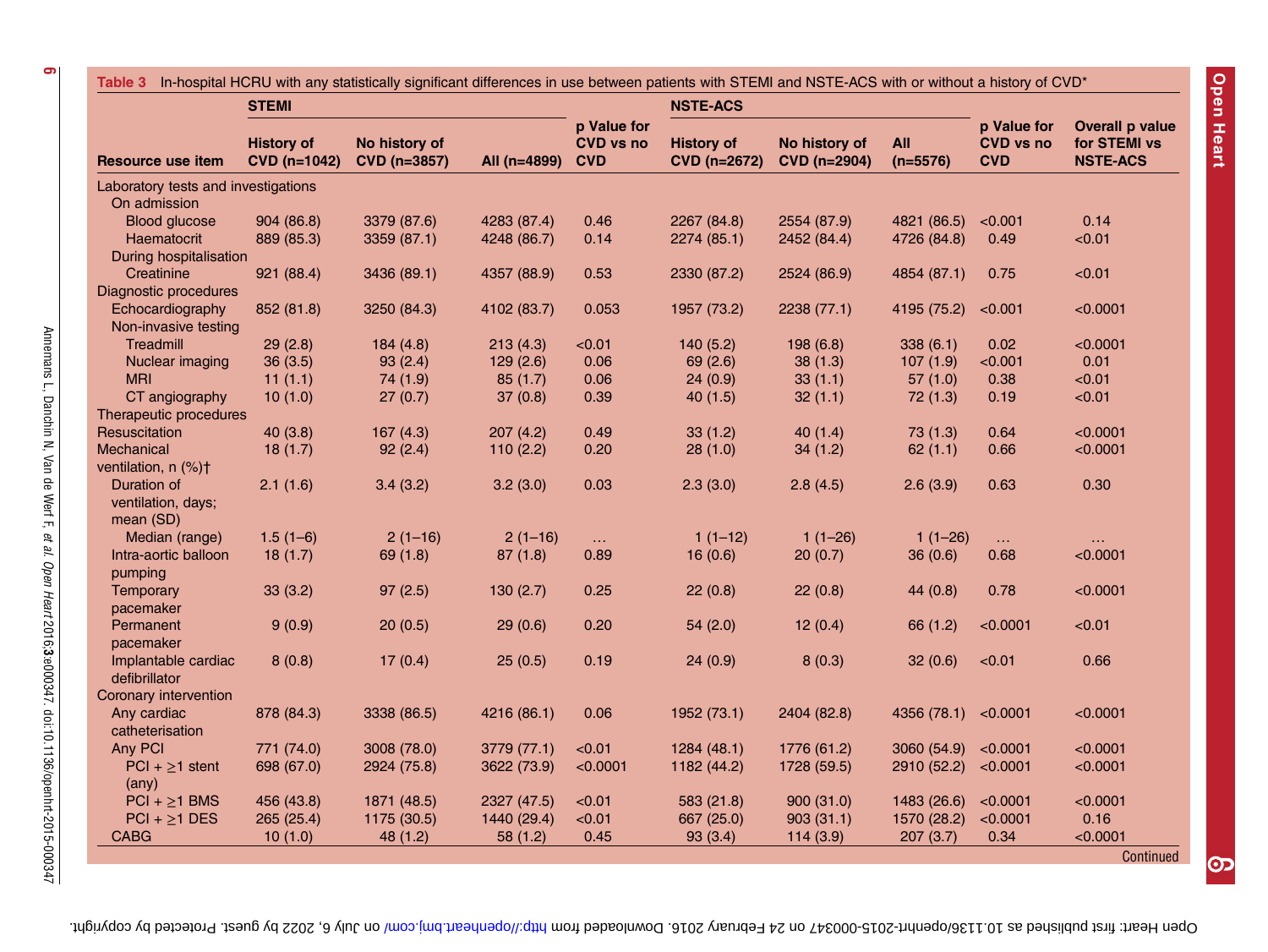**Table 3** In-hospital HCRU with any statistically significant differences in use between patients with STEMI and NSTE-ACS with or without a history of CVD*

| Resource use item | STEMI | | | | NSTE-ACS | | | | |
|---|---|---|---|---|---|---|---|---|---|
| | History of CVD (n=1042) | No history of CVD (n=3857) | All (n=4899) | p Value for CVD vs no CVD | History of CVD (n=2672) | No history of CVD (n=2904) | All (n=5576) | p Value for CVD vs no CVD | Overall p value for STEMI vs NSTE-ACS |
| Laboratory tests and investigations | | | | | | | | | |
| On admission | | | | | | | | | |
| Blood glucose | 904 (86.8) | 3379 (87.6) | 4283 (87.4) | 0.46 | 2267 (84.8) | 2554 (87.9) | 4821 (86.5) | <0.001 | 0.14 |
| Haematocrit | 889 (85.3) | 3359 (87.1) | 4248 (86.7) | 0.14 | 2274 (85.1) | 2452 (84.4) | 4726 (84.8) | 0.49 | <0.01 |
| During hospitalisation | | | | | | | | | |
| Creatinine | 921 (88.4) | 3436 (89.1) | 4357 (88.9) | 0.53 | 2330 (87.2) | 2524 (86.9) | 4854 (87.1) | 0.75 | <0.01 |
| Diagnostic procedures | | | | | | | | | |
| Echocardiography | 852 (81.8) | 3250 (84.3) | 4102 (83.7) | 0.053 | 1957 (73.2) | 2238 (77.1) | 4195 (75.2) | <0.001 | <0.0001 |
| Non-invasive testing | | | | | | | | | |
| Treadmill | 29 (2.8) | 184 (4.8) | 213 (4.3) | <0.01 | 140 (5.2) | 198 (6.8) | 338 (6.1) | 0.02 | <0.0001 |
| Nuclear imaging | 36 (3.5) | 93 (2.4) | 129 (2.6) | 0.06 | 69 (2.6) | 38 (1.3) | 107 (1.9) | <0.001 | 0.01 |
| MRI | 11 (1.1) | 74 (1.9) | 85 (1.7) | 0.06 | 24 (0.9) | 33 (1.1) | 57 (1.0) | 0.38 | <0.01 |
| CT angiography | 10 (1.0) | 27 (0.7) | 37 (0.8) | 0.39 | 40 (1.5) | 32 (1.1) | 72 (1.3) | 0.19 | <0.01 |
| Therapeutic procedures | | | | | | | | | |
| Resuscitation | 40 (3.8) | 167 (4.3) | 207 (4.2) | 0.49 | 33 (1.2) | 40 (1.4) | 73 (1.3) | 0.64 | <0.0001 |
| Mechanical ventilation, n (%)† | 18 (1.7) | 92 (2.4) | 110 (2.2) | 0.20 | 28 (1.0) | 34 (1.2) | 62 (1.1) | 0.66 | <0.0001 |
| Duration of ventilation, days; mean (SD) | 2.1 (1.6) | 3.4 (3.2) | 3.2 (3.0) | 0.03 | 2.3 (3.0) | 2.8 (4.5) | 2.6 (3.9) | 0.63 | 0.30 |
| Median (range) | 1.5 (1–6) | 2 (1–16) | 2 (1–16) | … | 1 (1–12) | 1 (1–26) | 1 (1–26) | … | … |
| Intra-aortic balloon pumping | 18 (1.7) | 69 (1.8) | 87 (1.8) | 0.89 | 16 (0.6) | 20 (0.7) | 36 (0.6) | 0.68 | <0.0001 |
| Temporary pacemaker | 33 (3.2) | 97 (2.5) | 130 (2.7) | 0.25 | 22 (0.8) | 22 (0.8) | 44 (0.8) | 0.78 | <0.0001 |
| Permanent pacemaker | 9 (0.9) | 20 (0.5) | 29 (0.6) | 0.20 | 54 (2.0) | 12 (0.4) | 66 (1.2) | <0.0001 | <0.01 |
| Implantable cardiac defibrillator | 8 (0.8) | 17 (0.4) | 25 (0.5) | 0.19 | 24 (0.9) | 8 (0.3) | 32 (0.6) | <0.01 | 0.66 |
| Coronary intervention | | | | | | | | | |
| Any cardiac catheterisation | 878 (84.3) | 3338 (86.5) | 4216 (86.1) | 0.06 | 1952 (73.1) | 2404 (82.8) | 4356 (78.1) | <0.0001 | <0.0001 |
| Any PCI | 771 (74.0) | 3008 (78.0) | 3779 (77.1) | <0.01 | 1284 (48.1) | 1776 (61.2) | 3060 (54.9) | <0.0001 | <0.0001 |
| PCI + ≥1 stent (any) | 698 (67.0) | 2924 (75.8) | 3622 (73.9) | <0.0001 | 1182 (44.2) | 1728 (59.5) | 2910 (52.2) | <0.0001 | <0.0001 |
| PCI + ≥1 BMS | 456 (43.8) | 1871 (48.5) | 2327 (47.5) | <0.01 | 583 (21.8) | 900 (31.0) | 1483 (26.6) | <0.0001 | <0.0001 |
| PCI + ≥1 DES | 265 (25.4) | 1175 (30.5) | 1440 (29.4) | <0.01 | 667 (25.0) | 903 (31.1) | 1570 (28.2) | <0.0001 | 0.16 |
| CABG | 10 (1.0) | 48 (1.2) | 58 (1.2) | 0.45 | 93 (3.4) | 114 (3.9) | 207 (3.7) | 0.34 | <0.0001 |

Continued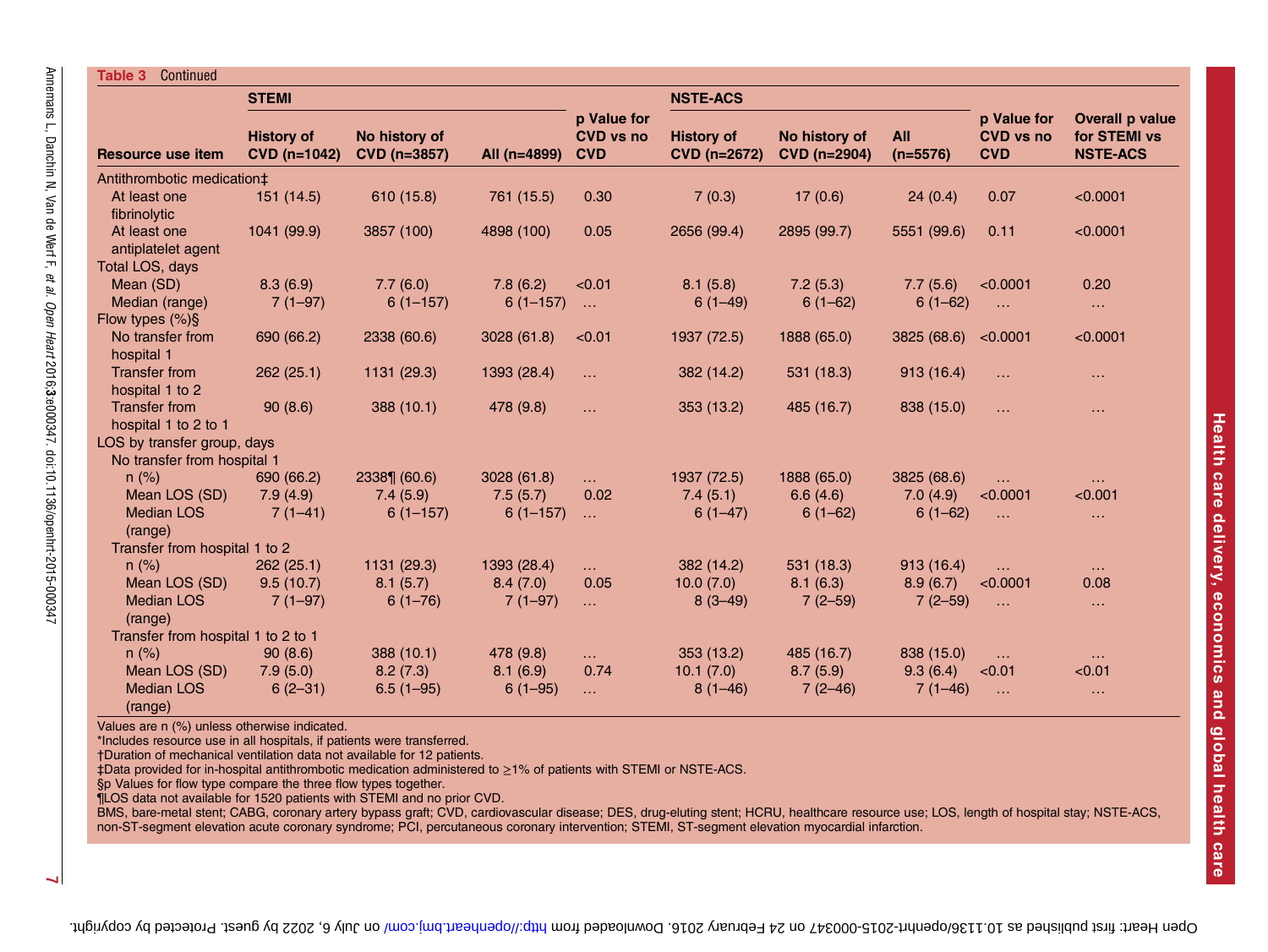**Table 3** Continued

| Resource use item | STEMI History of CVD (n=1042) | STEMI No history of CVD (n=3857) | STEMI All (n=4899) | p Value for CVD vs no CVD | NSTE-ACS History of CVD (n=2672) | NSTE-ACS No history of CVD (n=2904) | NSTE-ACS All (n=5576) | p Value for CVD vs no CVD | Overall p value for STEMI vs NSTE-ACS |
|---|---|---|---|---|---|---|---|---|---|
| Antithrombotic medication‡ | | | | | | | | | |
| At least one fibrinolytic | 151 (14.5) | 610 (15.8) | 761 (15.5) | 0.30 | 7 (0.3) | 17 (0.6) | 24 (0.4) | 0.07 | <0.0001 |
| At least one antiplatelet agent | 1041 (99.9) | 3857 (100) | 4898 (100) | 0.05 | 2656 (99.4) | 2895 (99.7) | 5551 (99.6) | 0.11 | <0.0001 |
| Total LOS, days | | | | | | | | | |
| Mean (SD) | 8.3 (6.9) | 7.7 (6.0) | 7.8 (6.2) | <0.01 | 8.1 (5.8) | 7.2 (5.3) | 7.7 (5.6) | <0.0001 | 0.20 |
| Median (range) | 7 (1–97) | 6 (1–157) | 6 (1–157) | … | 6 (1–49) | 6 (1–62) | 6 (1–62) | … | … |
| Flow types (%)§ | | | | | | | | | |
| No transfer from hospital 1 | 690 (66.2) | 2338 (60.6) | 3028 (61.8) | <0.01 | 1937 (72.5) | 1888 (65.0) | 3825 (68.6) | <0.0001 | <0.0001 |
| Transfer from hospital 1 to 2 | 262 (25.1) | 1131 (29.3) | 1393 (28.4) | … | 382 (14.2) | 531 (18.3) | 913 (16.4) | … | … |
| Transfer from hospital 1 to 2 to 1 | 90 (8.6) | 388 (10.1) | 478 (9.8) | … | 353 (13.2) | 485 (16.7) | 838 (15.0) | … | … |
| LOS by transfer group, days | | | | | | | | | |
| No transfer from hospital 1 | | | | | | | | | |
| n (%) | 690 (66.2) | 2338¶ (60.6) | 3028 (61.8) | … | 1937 (72.5) | 1888 (65.0) | 3825 (68.6) | … | … |
| Mean LOS (SD) | 7.9 (4.9) | 7.4 (5.9) | 7.5 (5.7) | 0.02 | 7.4 (5.1) | 6.6 (4.6) | 7.0 (4.9) | <0.0001 | <0.001 |
| Median LOS (range) | 7 (1–41) | 6 (1–157) | 6 (1–157) | … | 6 (1–47) | 6 (1–62) | 6 (1–62) | … | … |
| Transfer from hospital 1 to 2 | | | | | | | | | |
| n (%) | 262 (25.1) | 1131 (29.3) | 1393 (28.4) | … | 382 (14.2) | 531 (18.3) | 913 (16.4) | … | … |
| Mean LOS (SD) | 9.5 (10.7) | 8.1 (5.7) | 8.4 (7.0) | 0.05 | 10.0 (7.0) | 8.1 (6.3) | 8.9 (6.7) | <0.0001 | 0.08 |
| Median LOS (range) | 7 (1–97) | 6 (1–76) | 7 (1–97) | … | 8 (3–49) | 7 (2–59) | 7 (2–59) | … | … |
| Transfer from hospital 1 to 2 to 1 | | | | | | | | | |
| n (%) | 90 (8.6) | 388 (10.1) | 478 (9.8) | … | 353 (13.2) | 485 (16.7) | 838 (15.0) | … | … |
| Mean LOS (SD) | 7.9 (5.0) | 8.2 (7.3) | 8.1 (6.9) | 0.74 | 10.1 (7.0) | 8.7 (5.9) | 9.3 (6.4) | <0.01 | <0.01 |
| Median LOS (range) | 6 (2–31) | 6.5 (1–95) | 6 (1–95) | … | 8 (1–46) | 7 (2–46) | 7 (1–46) | … | … |

Values are n (%) unless otherwise indicated.
*Includes resource use in all hospitals, if patients were transferred.
†Duration of mechanical ventilation data not available for 12 patients.
‡Data provided for in-hospital antithrombotic medication administered to ≥1% of patients with STEMI or NSTE-ACS.
§p Values for flow type compare the three flow types together.
¶LOS data not available for 1520 patients with STEMI and no prior CVD.
BMS, bare-metal stent; CABG, coronary artery bypass graft; CVD, cardiovascular disease; DES, drug-eluting stent; HCRU, healthcare resource use; LOS, length of hospital stay; NSTE-ACS, non-ST-segment elevation acute coronary syndrome; PCI, percutaneous coronary intervention; STEMI, ST-segment elevation myocardial infarction.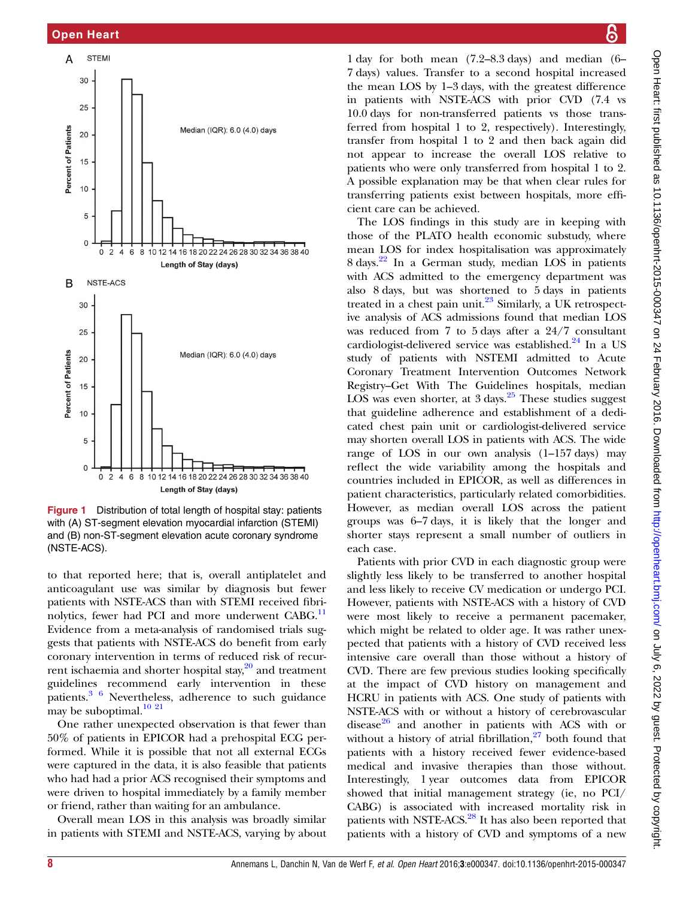**Figure 1** Distribution of total length of hospital stay: patients with (A) ST-segment elevation myocardial infarction (STEMI) and (B) non-ST-segment elevation acute coronary syndrome (NSTE-ACS).

to that reported here; that is, overall antiplatelet and anticoagulant use was similar by diagnosis but fewer patients with NSTE-ACS than with STEMI received fibrinolytics, fewer had PCI and more underwent CABG.[11] Evidence from a meta-analysis of randomised trials suggests that patients with NSTE-ACS do benefit from early coronary intervention in terms of reduced risk of recurrent ischaemia and shorter hospital stay,[20] and treatment guidelines recommend early intervention in these patients.[3 6] Nevertheless, adherence to such guidance may be suboptimal.[10 21]

One rather unexpected observation is that fewer than 50% of patients in EPICOR had a prehospital ECG performed. While it is possible that not all external ECGs were captured in the data, it is also feasible that patients who had had a prior ACS recognised their symptoms and were driven to hospital immediately by a family member or friend, rather than waiting for an ambulance.

Overall mean LOS in this analysis was broadly similar in patients with STEMI and NSTE-ACS, varying by about 1 day for both mean (7.2–8.3 days) and median (6–7 days) values. Transfer to a second hospital increased the mean LOS by 1–3 days, with the greatest difference in patients with NSTE-ACS with prior CVD (7.4 vs 10.0 days for non-transferred patients vs those transferred from hospital 1 to 2, respectively). Interestingly, transfer from hospital 1 to 2 and then back again did not appear to increase the overall LOS relative to patients who were only transferred from hospital 1 to 2. A possible explanation may be that when clear rules for transferring patients exist between hospitals, more efficient care can be achieved.

The LOS findings in this study are in keeping with those of the PLATO health economic substudy, where mean LOS for index hospitalisation was approximately 8 days.[22] In a German study, median LOS in patients with ACS admitted to the emergency department was also 8 days, but was shortened to 5 days in patients treated in a chest pain unit.[23] Similarly, a UK retrospective analysis of ACS admissions found that median LOS was reduced from 7 to 5 days after a 24/7 consultant cardiologist-delivered service was established.[24] In a US study of patients with NSTEMI admitted to Acute Coronary Treatment Intervention Outcomes Network Registry–Get With The Guidelines hospitals, median LOS was even shorter, at 3 days.[25] These studies suggest that guideline adherence and establishment of a dedicated chest pain unit or cardiologist-delivered service may shorten overall LOS in patients with ACS. The wide range of LOS in our own analysis (1–157 days) may reflect the wide variability among the hospitals and countries included in EPICOR, as well as differences in patient characteristics, particularly related comorbidities. However, as median overall LOS across the patient groups was 6–7 days, it is likely that the longer and shorter stays represent a small number of outliers in each case.

Patients with prior CVD in each diagnostic group were slightly less likely to be transferred to another hospital and less likely to receive CV medication or undergo PCI. However, patients with NSTE-ACS with a history of CVD were most likely to receive a permanent pacemaker, which might be related to older age. It was rather unexpected that patients with a history of CVD received less intensive care overall than those without a history of CVD. There are few previous studies looking specifically at the impact of CVD history on management and HCRU in patients with ACS. One study of patients with NSTE-ACS with or without a history of cerebrovascular disease[26] and another in patients with ACS with or without a history of atrial fibrillation,[27] both found that patients with a history received fewer evidence-based medical and invasive therapies than those without. Interestingly, 1 year outcomes data from EPICOR showed that initial management strategy (ie, no PCI/CABG) is associated with increased mortality risk in patients with NSTE-ACS.[28] It has also been reported that patients with a history of CVD and symptoms of a new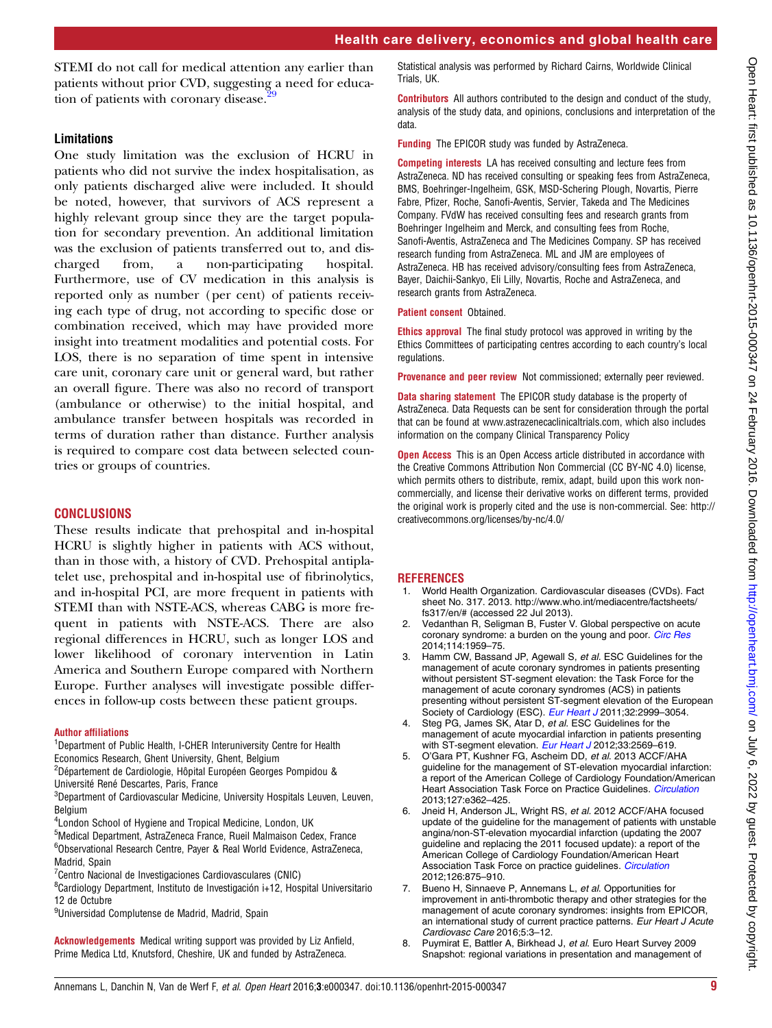STEMI do not call for medical attention any earlier than patients without prior CVD, suggesting a need for education of patients with coronary disease.[29]

### Limitations

One study limitation was the exclusion of HCRU in patients who did not survive the index hospitalisation, as only patients discharged alive were included. It should be noted, however, that survivors of ACS represent a highly relevant group since they are the target population for secondary prevention. An additional limitation was the exclusion of patients transferred out to, and discharged from, a non-participating hospital. Furthermore, use of CV medication in this analysis is reported only as number (per cent) of patients receiving each type of drug, not according to specific dose or combination received, which may have provided more insight into treatment modalities and potential costs. For LOS, there is no separation of time spent in intensive care unit, coronary care unit or general ward, but rather an overall figure. There was also no record of transport (ambulance or otherwise) to the initial hospital, and ambulance transfer between hospitals was recorded in terms of duration rather than distance. Further analysis is required to compare cost data between selected countries or groups of countries.

## CONCLUSIONS

These results indicate that prehospital and in-hospital HCRU is slightly higher in patients with ACS without, than in those with, a history of CVD. Prehospital antiplatelet use, prehospital and in-hospital use of fibrinolytics, and in-hospital PCI, are more frequent in patients with STEMI than with NSTE-ACS, whereas CABG is more frequent in patients with NSTE-ACS. There are also regional differences in HCRU, such as longer LOS and lower likelihood of coronary intervention in Latin America and Southern Europe compared with Northern Europe. Further analyses will investigate possible differences in follow-up costs between these patient groups.

**Author affiliations**

[1]Department of Public Health, I-CHER Interuniversity Centre for Health Economics Research, Ghent University, Ghent, Belgium
[2]Département de Cardiologie, Hôpital Européen Georges Pompidou & Université René Descartes, Paris, France
[3]Department of Cardiovascular Medicine, University Hospitals Leuven, Leuven, Belgium
[4]London School of Hygiene and Tropical Medicine, London, UK
[5]Medical Department, AstraZeneca France, Rueil Malmaison Cedex, France
[6]Observational Research Centre, Payer & Real World Evidence, AstraZeneca, Madrid, Spain
[7]Centro Nacional de Investigaciones Cardiovasculares (CNIC)
[8]Cardiology Department, Instituto de Investigación i+12, Hospital Universitario 12 de Octubre
[9]Universidad Complutense de Madrid, Madrid, Spain

**Acknowledgements** Medical writing support was provided by Liz Anfield, Prime Medica Ltd, Knutsford, Cheshire, UK and funded by AstraZeneca. Statistical analysis was performed by Richard Cairns, Worldwide Clinical Trials, UK.

**Contributors** All authors contributed to the design and conduct of the study, analysis of the study data, and opinions, conclusions and interpretation of the data.

**Funding** The EPICOR study was funded by AstraZeneca.

**Competing interests** LA has received consulting and lecture fees from AstraZeneca. ND has received consulting or speaking fees from AstraZeneca, BMS, Boehringer-Ingelheim, GSK, MSD-Schering Plough, Novartis, Pierre Fabre, Pfizer, Roche, Sanofi-Aventis, Servier, Takeda and The Medicines Company. FVdW has received consulting fees and research grants from Boehringer Ingelheim and Merck, and consulting fees from Roche, Sanofi-Aventis, AstraZeneca and The Medicines Company. SP has received research funding from AstraZeneca. ML and JM are employees of AstraZeneca. HB has received advisory/consulting fees from AstraZeneca, Bayer, Daichii-Sankyo, Eli Lilly, Novartis, Roche and AstraZeneca, and research grants from AstraZeneca.

**Patient consent** Obtained.

**Ethics approval** The final study protocol was approved in writing by the Ethics Committees of participating centres according to each country's local regulations.

**Provenance and peer review** Not commissioned; externally peer reviewed.

**Data sharing statement** The EPICOR study database is the property of AstraZeneca. Data Requests can be sent for consideration through the portal that can be found at www.astrazenecaclinicaltrials.com, which also includes information on the company Clinical Transparency Policy

**Open Access** This is an Open Access article distributed in accordance with the Creative Commons Attribution Non Commercial (CC BY-NC 4.0) license, which permits others to distribute, remix, adapt, build upon this work non-commercially, and license their derivative works on different terms, provided the original work is properly cited and the use is non-commercial. See: http://creativecommons.org/licenses/by-nc/4.0/

## REFERENCES

1. World Health Organization. Cardiovascular diseases (CVDs). Fact sheet No. 317. 2013. http://www.who.int/mediacentre/factsheets/fs317/en/# (accessed 22 Jul 2013).
2. Vedanthan R, Seligman B, Fuster V. Global perspective on acute coronary syndrome: a burden on the young and poor. *Circ Res* 2014;114:1959–75.
3. Hamm CW, Bassand JP, Agewall S, *et al*. ESC Guidelines for the management of acute coronary syndromes in patients presenting without persistent ST-segment elevation: the Task Force for the management of acute coronary syndromes (ACS) in patients presenting without persistent ST-segment elevation of the European Society of Cardiology (ESC). *Eur Heart J* 2011;32:2999–3054.
4. Steg PG, James SK, Atar D, *et al*. ESC Guidelines for the management of acute myocardial infarction in patients presenting with ST-segment elevation. *Eur Heart J* 2012;33:2569–619.
5. O'Gara PT, Kushner FG, Ascheim DD, *et al*. 2013 ACCF/AHA guideline for the management of ST-elevation myocardial infarction: a report of the American College of Cardiology Foundation/American Heart Association Task Force on Practice Guidelines. *Circulation* 2013;127:e362–425.
6. Jneid H, Anderson JL, Wright RS, *et al*. 2012 ACCF/AHA focused update of the guideline for the management of patients with unstable angina/non-ST-elevation myocardial infarction (updating the 2007 guideline and replacing the 2011 focused update): a report of the American College of Cardiology Foundation/American Heart Association Task Force on practice guidelines. *Circulation* 2012;126:875–910.
7. Bueno H, Sinnaeve P, Annemans L, *et al*. Opportunities for improvement in anti-thrombotic therapy and other strategies for the management of acute coronary syndromes: insights from EPICOR, an international study of current practice patterns. *Eur Heart J Acute Cardiovasc Care* 2016;5:3–12.
8. Puymirat E, Battler A, Birkhead J, *et al*. Euro Heart Survey 2009 Snapshot: regional variations in presentation and management of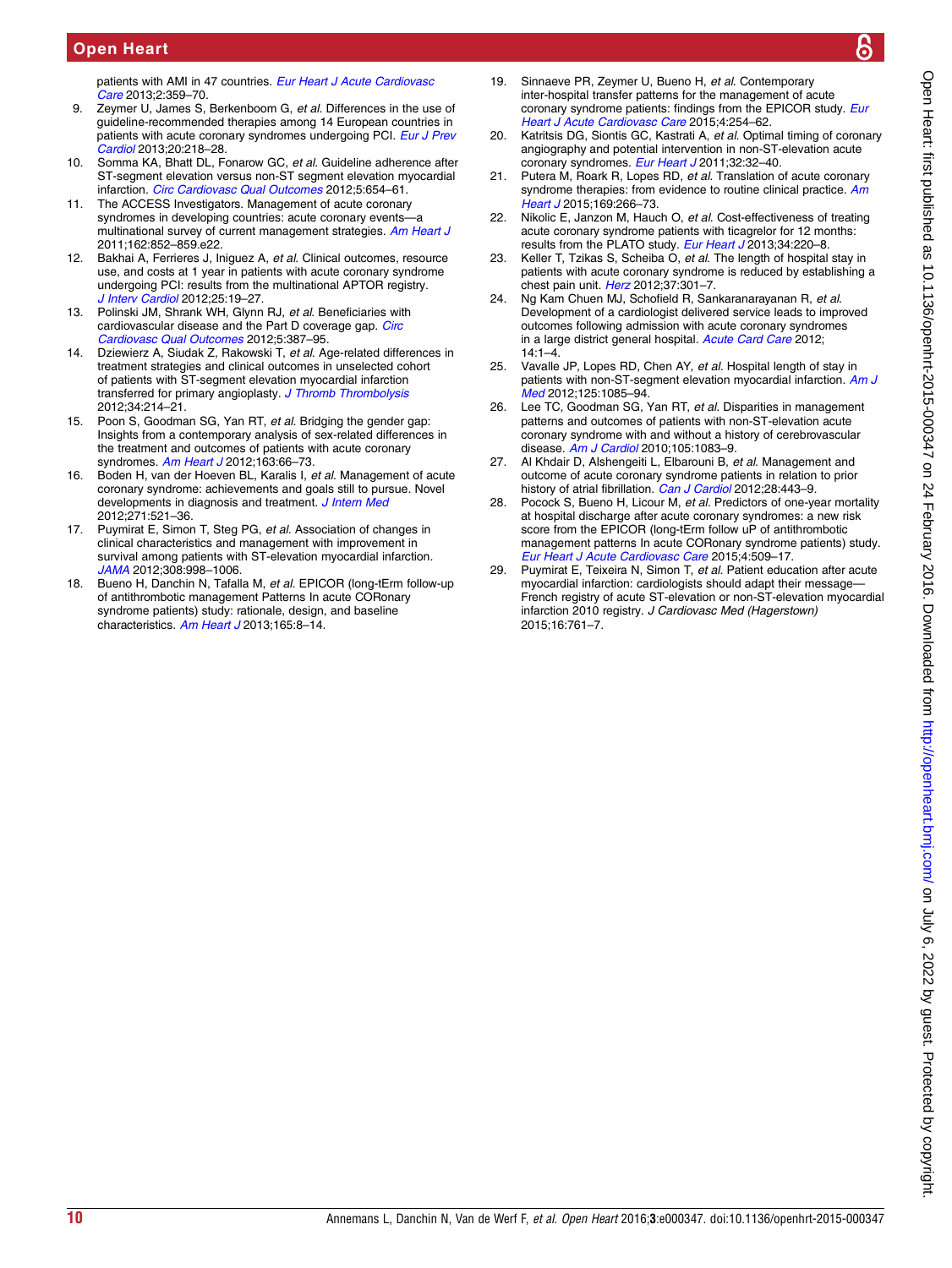patients with AMI in 47 countries. *Eur Heart J Acute Cardiovasc Care* 2013;2:359–70.

9. Zeymer U, James S, Berkenboom G, *et al*. Differences in the use of guideline-recommended therapies among 14 European countries in patients with acute coronary syndromes undergoing PCI. *Eur J Prev Cardiol* 2013;20:218–28.
10. Somma KA, Bhatt DL, Fonarow GC, *et al*. Guideline adherence after ST-segment elevation versus non-ST segment elevation myocardial infarction. *Circ Cardiovasc Qual Outcomes* 2012;5:654–61.
11. The ACCESS Investigators. Management of acute coronary syndromes in developing countries: acute coronary events—a multinational survey of current management strategies. *Am Heart J* 2011;162:852–859.e22.
12. Bakhai A, Ferrieres J, Iniguez A, *et al*. Clinical outcomes, resource use, and costs at 1 year in patients with acute coronary syndrome undergoing PCI: results from the multinational APTOR registry. *J Interv Cardiol* 2012;25:19–27.
13. Polinski JM, Shrank WH, Glynn RJ, *et al*. Beneficiaries with cardiovascular disease and the Part D coverage gap. *Circ Cardiovasc Qual Outcomes* 2012;5:387–95.
14. Dziewierz A, Siudak Z, Rakowski T, *et al*. Age-related differences in treatment strategies and clinical outcomes in unselected cohort of patients with ST-segment elevation myocardial infarction transferred for primary angioplasty. *J Thromb Thrombolysis* 2012;34:214–21.
15. Poon S, Goodman SG, Yan RT, *et al*. Bridging the gender gap: Insights from a contemporary analysis of sex-related differences in the treatment and outcomes of patients with acute coronary syndromes. *Am Heart J* 2012;163:66–73.
16. Boden H, van der Hoeven BL, Karalis I, *et al*. Management of acute coronary syndrome: achievements and goals still to pursue. Novel developments in diagnosis and treatment. *J Intern Med* 2012;271:521–36.
17. Puymirat E, Simon T, Steg PG, *et al*. Association of changes in clinical characteristics and management with improvement in survival among patients with ST-elevation myocardial infarction. *JAMA* 2012;308:998–1006.
18. Bueno H, Danchin N, Tafalla M, *et al*. EPICOR (long-tErm follow-up of antithrombotic management Patterns In acute CORonary syndrome patients) study: rationale, design, and baseline characteristics. *Am Heart J* 2013;165:8–14.
19. Sinnaeve PR, Zeymer U, Bueno H, *et al*. Contemporary inter-hospital transfer patterns for the management of acute coronary syndrome patients: findings from the EPICOR study. *Eur Heart J Acute Cardiovasc Care* 2015;4:254–62.
20. Katritsis DG, Siontis GC, Kastrati A, *et al*. Optimal timing of coronary angiography and potential intervention in non-ST-elevation acute coronary syndromes. *Eur Heart J* 2011;32:32–40.
21. Putera M, Roark R, Lopes RD, *et al*. Translation of acute coronary syndrome therapies: from evidence to routine clinical practice. *Am Heart J* 2015;169:266–73.
22. Nikolic E, Janzon M, Hauch O, *et al*. Cost-effectiveness of treating acute coronary syndrome patients with ticagrelor for 12 months: results from the PLATO study. *Eur Heart J* 2013;34:220–8.
23. Keller T, Tzikas S, Scheiba O, *et al*. The length of hospital stay in patients with acute coronary syndrome is reduced by establishing a chest pain unit. *Herz* 2012;37:301–7.
24. Ng Kam Chuen MJ, Schofield R, Sankaranarayanan R, *et al*. Development of a cardiologist delivered service leads to improved outcomes following admission with acute coronary syndromes in a large district general hospital. *Acute Card Care* 2012; 14:1–4.
25. Vavalle JP, Lopes RD, Chen AY, *et al*. Hospital length of stay in patients with non-ST-segment elevation myocardial infarction. *Am J Med* 2012;125:1085–94.
26. Lee TC, Goodman SG, Yan RT, *et al*. Disparities in management patterns and outcomes of patients with non-ST-elevation acute coronary syndrome with and without a history of cerebrovascular disease. *Am J Cardiol* 2010;105:1083–9.
27. Al Khdair D, Alshengeiti L, Elbarouni B, *et al*. Management and outcome of acute coronary syndrome patients in relation to prior history of atrial fibrillation. *Can J Cardiol* 2012;28:443–9.
28. Pocock S, Bueno H, Licour M, *et al*. Predictors of one-year mortality at hospital discharge after acute coronary syndromes: a new risk score from the EPICOR (long-tErm follow uP of antithrombotic management patterns In acute CORonary syndrome patients) study. *Eur Heart J Acute Cardiovasc Care* 2015;4:509–17.
29. Puymirat E, Teixeira N, Simon T, *et al*. Patient education after acute myocardial infarction: cardiologists should adapt their message—French registry of acute ST-elevation or non-ST-elevation myocardial infarction 2010 registry. *J Cardiovasc Med (Hagerstown)* 2015;16:761–7.